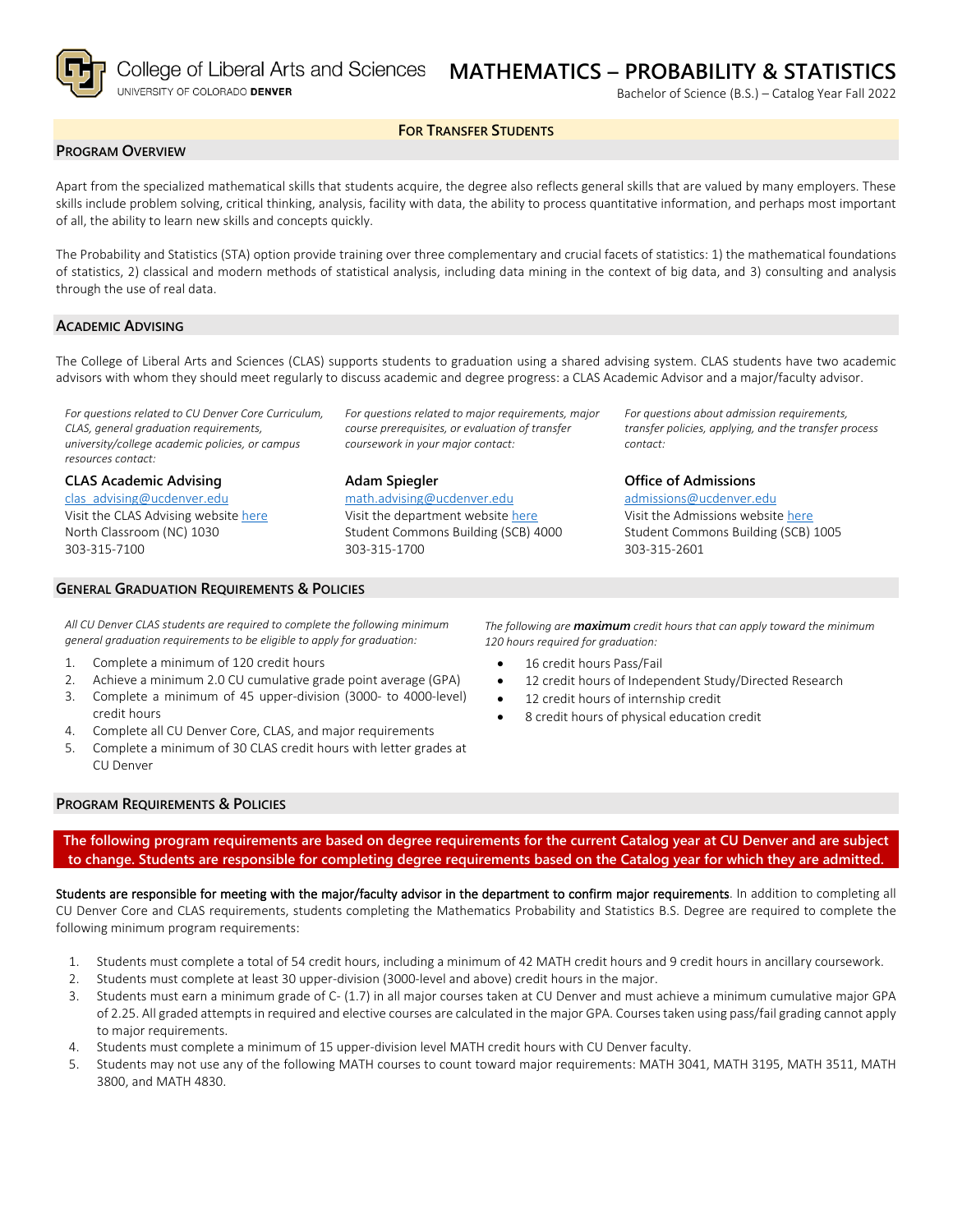College of Liberal Arts and Sciences
UNIVERSITY OF COLORADO **DENVER**

# MATHEMATICS – PROBABILITY & STATISTICS

Bachelor of Science (B.S.) – Catalog Year Fall 2022

**FOR TRANSFER STUDENTS**

## PROGRAM OVERVIEW

Apart from the specialized mathematical skills that students acquire, the degree also reflects general skills that are valued by many employers. These skills include problem solving, critical thinking, analysis, facility with data, the ability to process quantitative information, and perhaps most important of all, the ability to learn new skills and concepts quickly.

The Probability and Statistics (STA) option provide training over three complementary and crucial facets of statistics: 1) the mathematical foundations of statistics, 2) classical and modern methods of statistical analysis, including data mining in the context of big data, and 3) consulting and analysis through the use of real data.

## ACADEMIC ADVISING

The College of Liberal Arts and Sciences (CLAS) supports students to graduation using a shared advising system. CLAS students have two academic advisors with whom they should meet regularly to discuss academic and degree progress: a CLAS Academic Advisor and a major/faculty advisor.

*For questions related to CU Denver Core Curriculum, CLAS, general graduation requirements, university/college academic policies, or campus resources contact:*

**CLAS Academic Advising**
clas_advising@ucdenver.edu
Visit the CLAS Advising website here
North Classroom (NC) 1030
303-315-7100

*For questions related to major requirements, major course prerequisites, or evaluation of transfer coursework in your major contact:*

**Adam Spiegler**
math.advising@ucdenver.edu
Visit the department website here
Student Commons Building (SCB) 4000
303-315-1700

*For questions about admission requirements, transfer policies, applying, and the transfer process contact:*

**Office of Admissions**
admissions@ucdenver.edu
Visit the Admissions website here
Student Commons Building (SCB) 1005
303-315-2601

## GENERAL GRADUATION REQUIREMENTS & POLICIES

*All CU Denver CLAS students are required to complete the following minimum general graduation requirements to be eligible to apply for graduation:*

1. Complete a minimum of 120 credit hours
2. Achieve a minimum 2.0 CU cumulative grade point average (GPA)
3. Complete a minimum of 45 upper-division (3000- to 4000-level) credit hours
4. Complete all CU Denver Core, CLAS, and major requirements
5. Complete a minimum of 30 CLAS credit hours with letter grades at CU Denver

*The following are* ***maximum*** *credit hours that can apply toward the minimum 120 hours required for graduation:*

- 16 credit hours Pass/Fail
- 12 credit hours of Independent Study/Directed Research
- 12 credit hours of internship credit
- 8 credit hours of physical education credit

## PROGRAM REQUIREMENTS & POLICIES

**The following program requirements are based on degree requirements for the current Catalog year at CU Denver and are subject to change. Students are responsible for completing degree requirements based on the Catalog year for which they are admitted.**

Students are responsible for meeting with the major/faculty advisor in the department to confirm major requirements. In addition to completing all CU Denver Core and CLAS requirements, students completing the Mathematics Probability and Statistics B.S. Degree are required to complete the following minimum program requirements:

1. Students must complete a total of 54 credit hours, including a minimum of 42 MATH credit hours and 9 credit hours in ancillary coursework.
2. Students must complete at least 30 upper-division (3000-level and above) credit hours in the major.
3. Students must earn a minimum grade of C- (1.7) in all major courses taken at CU Denver and must achieve a minimum cumulative major GPA of 2.25. All graded attempts in required and elective courses are calculated in the major GPA. Courses taken using pass/fail grading cannot apply to major requirements.
4. Students must complete a minimum of 15 upper-division level MATH credit hours with CU Denver faculty.
5. Students may not use any of the following MATH courses to count toward major requirements: MATH 3041, MATH 3195, MATH 3511, MATH 3800, and MATH 4830.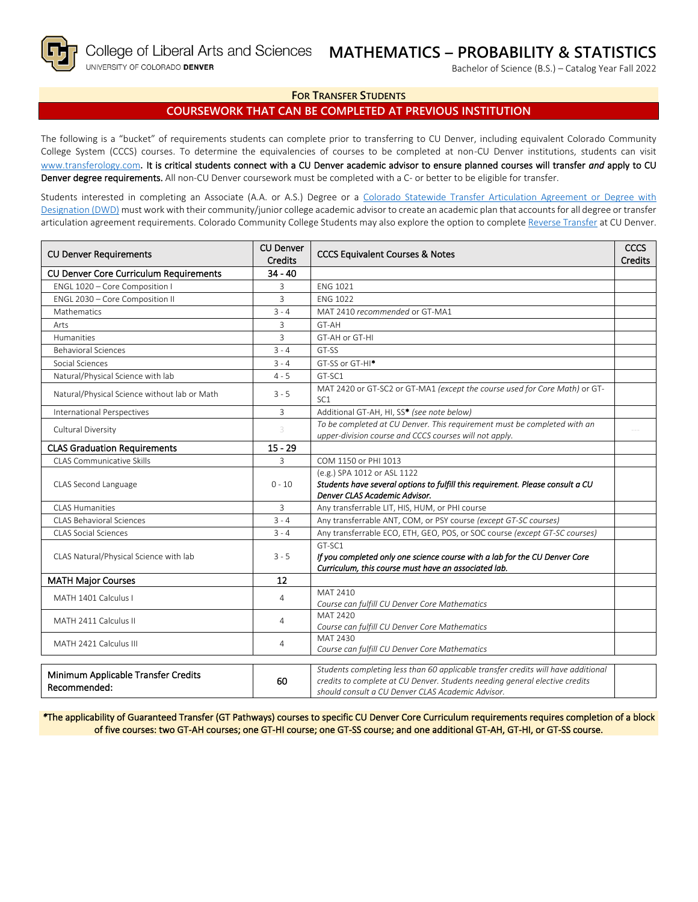College of Liberal Arts and Sciences
UNIVERSITY OF COLORADO DENVER

# MATHEMATICS – PROBABILITY & STATISTICS

Bachelor of Science (B.S.) – Catalog Year Fall 2022

## FOR TRANSFER STUDENTS

## COURSEWORK THAT CAN BE COMPLETED AT PREVIOUS INSTITUTION

The following is a "bucket" of requirements students can complete prior to transferring to CU Denver, including equivalent Colorado Community College System (CCCS) courses. To determine the equivalencies of courses to be completed at non-CU Denver institutions, students can visit www.transferology.com. **It is critical students connect with a CU Denver academic advisor to ensure planned courses will transfer *and* apply to CU Denver degree requirements.** All non-CU Denver coursework must be completed with a C- or better to be eligible for transfer.

Students interested in completing an Associate (A.A. or A.S.) Degree or a Colorado Statewide Transfer Articulation Agreement or Degree with Designation (DWD) must work with their community/junior college academic advisor to create an academic plan that accounts for all degree or transfer articulation agreement requirements. Colorado Community College Students may also explore the option to complete Reverse Transfer at CU Denver.

| CU Denver Requirements | CU Denver Credits | CCCS Equivalent Courses & Notes | CCCS Credits |
|---|---|---|---|
| **CU Denver Core Curriculum Requirements** | **34 - 40** | | |
| ENGL 1020 – Core Composition I | 3 | ENG 1021 | |
| ENGL 2030 – Core Composition II | 3 | ENG 1022 | |
| Mathematics | 3 - 4 | MAT 2410 *recommended* or GT-MA1 | |
| Arts | 3 | GT-AH | |
| Humanities | 3 | GT-AH or GT-HI | |
| Behavioral Sciences | 3 - 4 | GT-SS | |
| Social Sciences | 3 - 4 | GT-SS or GT-HI* | |
| Natural/Physical Science with lab | 4 - 5 | GT-SC1 | |
| Natural/Physical Science without lab or Math | 3 - 5 | MAT 2420 or GT-SC2 or GT-MA1 *(except the course used for Core Math)* or GT-SC1 | |
| International Perspectives | 3 | Additional GT-AH, HI, SS* *(see note below)* | |
| Cultural Diversity | 3 | *To be completed at CU Denver. This requirement must be completed with an upper-division course and CCCS courses will not apply.* | --- |
| **CLAS Graduation Requirements** | **15 - 29** | | |
| CLAS Communicative Skills | 3 | COM 1150 or PHI 1013 | |
| CLAS Second Language | 0 - 10 | (e.g.) SPA 1012 or ASL 1122<br>***Students have several options to fulfill this requirement. Please consult a CU Denver CLAS Academic Advisor.*** | |
| CLAS Humanities | 3 | Any transferrable LIT, HIS, HUM, or PHI course | |
| CLAS Behavioral Sciences | 3 - 4 | Any transferrable ANT, COM, or PSY course *(except GT-SC courses)* | |
| CLAS Social Sciences | 3 - 4 | Any transferrable ECO, ETH, GEO, POS, or SOC course *(except GT-SC courses)* | |
| CLAS Natural/Physical Science with lab | 3 - 5 | GT-SC1<br>***If you completed only one science course with a lab for the CU Denver Core Curriculum, this course must have an associated lab.*** | |
| **MATH Major Courses** | **12** | | |
| MATH 1401 Calculus I | 4 | MAT 2410<br>*Course can fulfill CU Denver Core Mathematics* | |
| MATH 2411 Calculus II | 4 | MAT 2420<br>*Course can fulfill CU Denver Core Mathematics* | |
| MATH 2421 Calculus III | 4 | MAT 2430<br>*Course can fulfill CU Denver Core Mathematics* | |

| Minimum Applicable Transfer Credits Recommended: | 60 | *Students completing less than 60 applicable transfer credits will have additional credits to complete at CU Denver. Students needing general elective credits should consult a CU Denver CLAS Academic Advisor.* | |
|---|---|---|---|

*The applicability of Guaranteed Transfer (GT Pathways) courses to specific CU Denver Core Curriculum requirements requires completion of a block of five courses: two GT-AH courses; one GT-HI course; one GT-SS course; and one additional GT-AH, GT-HI, or GT-SS course.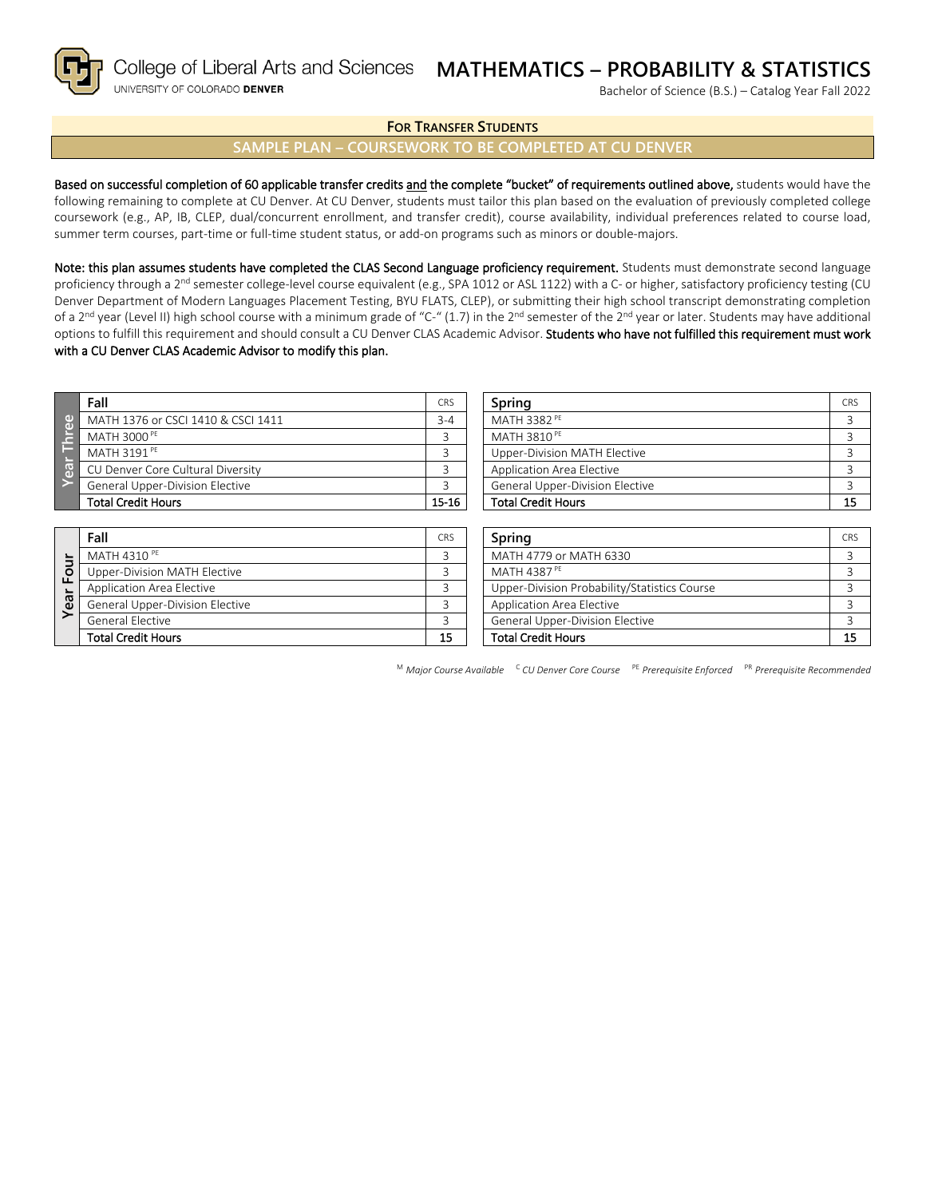College of Liberal Arts and Sciences
UNIVERSITY OF COLORADO **DENVER**

# MATHEMATICS – PROBABILITY & STATISTICS

Bachelor of Science (B.S.) – Catalog Year Fall 2022

## FOR TRANSFER STUDENTS

## SAMPLE PLAN – COURSEWORK TO BE COMPLETED AT CU DENVER

**Based on successful completion of 60 applicable transfer credits and the complete "bucket" of requirements outlined above,** students would have the following remaining to complete at CU Denver. At CU Denver, students must tailor this plan based on the evaluation of previously completed college coursework (e.g., AP, IB, CLEP, dual/concurrent enrollment, and transfer credit), course availability, individual preferences related to course load, summer term courses, part-time or full-time student status, or add-on programs such as minors or double-majors.

**Note: this plan assumes students have completed the CLAS Second Language proficiency requirement.** Students must demonstrate second language proficiency through a 2nd semester college-level course equivalent (e.g., SPA 1012 or ASL 1122) with a C- or higher, satisfactory proficiency testing (CU Denver Department of Modern Languages Placement Testing, BYU FLATS, CLEP), or submitting their high school transcript demonstrating completion of a 2nd year (Level II) high school course with a minimum grade of "C-" (1.7) in the 2nd semester of the 2nd year or later. Students may have additional options to fulfill this requirement and should consult a CU Denver CLAS Academic Advisor. **Students who have not fulfilled this requirement must work with a CU Denver CLAS Academic Advisor to modify this plan.**

### Year Three

| Fall | CRS | Spring | CRS |
|---|---|---|---|
| MATH 1376 or CSCI 1410 & CSCI 1411 | 3-4 | MATH 3382 PE | 3 |
| MATH 3000 PE | 3 | MATH 3810 PE | 3 |
| MATH 3191 PE | 3 | Upper-Division MATH Elective | 3 |
| CU Denver Core Cultural Diversity | 3 | Application Area Elective | 3 |
| General Upper-Division Elective | 3 | General Upper-Division Elective | 3 |
| **Total Credit Hours** | **15-16** | **Total Credit Hours** | **15** |

### Year Four

| Fall | CRS | Spring | CRS |
|---|---|---|---|
| MATH 4310 PE | 3 | MATH 4779 or MATH 6330 | 3 |
| Upper-Division MATH Elective | 3 | MATH 4387 PE | 3 |
| Application Area Elective | 3 | Upper-Division Probability/Statistics Course | 3 |
| General Upper-Division Elective | 3 | Application Area Elective | 3 |
| General Elective | 3 | General Upper-Division Elective | 3 |
| **Total Credit Hours** | **15** | **Total Credit Hours** | **15** |

*M Major Course Available   C CU Denver Core Course   PE Prerequisite Enforced   PR Prerequisite Recommended*